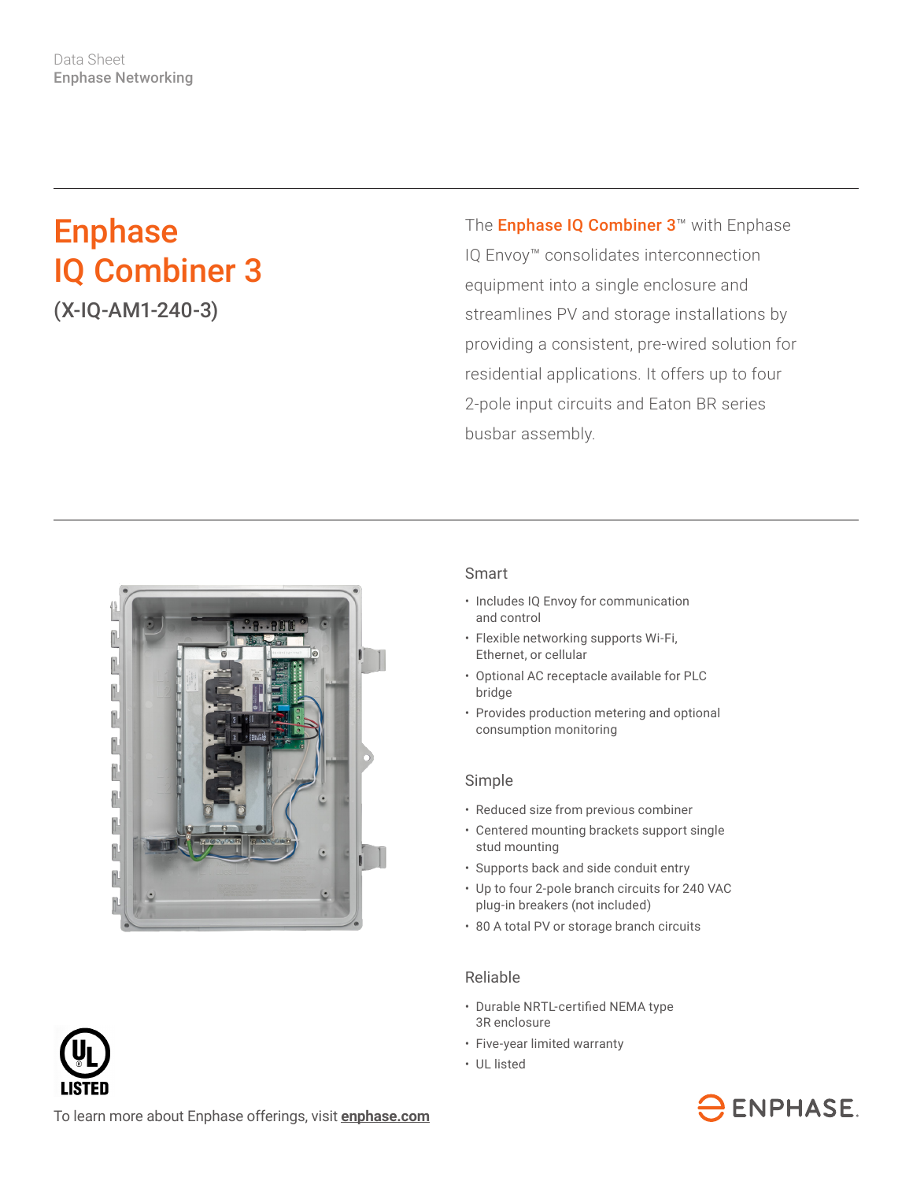Data Sheet
Enphase Networking

# Enphase IQ Combiner 3

(X-IQ-AM1-240-3)

The **Enphase IQ Combiner 3**™ with Enphase IQ Envoy™ consolidates interconnection equipment into a single enclosure and streamlines PV and storage installations by providing a consistent, pre-wired solution for residential applications. It offers up to four 2-pole input circuits and Eaton BR series busbar assembly.

## Smart

- Includes IQ Envoy for communication and control
- Flexible networking supports Wi-Fi, Ethernet, or cellular
- Optional AC receptacle available for PLC bridge
- Provides production metering and optional consumption monitoring

## Simple

- Reduced size from previous combiner
- Centered mounting brackets support single stud mounting
- Supports back and side conduit entry
- Up to four 2-pole branch circuits for 240 VAC plug-in breakers (not included)
- 80 A total PV or storage branch circuits

## Reliable

- Durable NRTL-certified NEMA type 3R enclosure
- Five-year limited warranty
- UL listed

UL LISTED

To learn more about Enphase offerings, visit **enphase.com**

ENPHASE.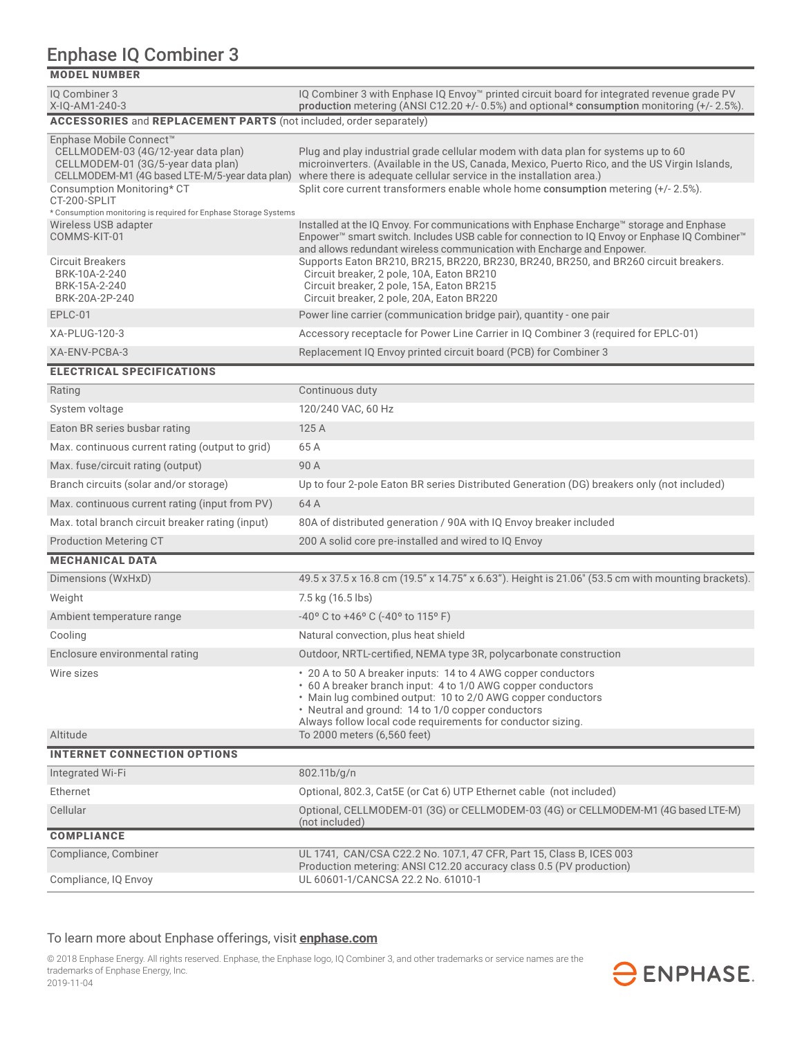# Enphase IQ Combiner 3

| MODEL NUMBER | |
|---|---|
| IQ Combiner 3<br>X-IQ-AM1-240-3 | IQ Combiner 3 with Enphase IQ Envoy™ printed circuit board for integrated revenue grade PV **production** metering (ANSI C12.20 +/- 0.5%) and optional* **consumption** monitoring (+/- 2.5%). |

| **ACCESSORIES** and **REPLACEMENT PARTS** (not included, order separately) | |
|---|---|
| Enphase Mobile Connect™<br>CELLMODEM-03 (4G/12-year data plan)<br>CELLMODEM-01 (3G/5-year data plan)<br>CELLMODEM-M1 (4G based LTE-M/5-year data plan) | Plug and play industrial grade cellular modem with data plan for systems up to 60 microinverters. (Available in the US, Canada, Mexico, Puerto Rico, and the US Virgin Islands, where there is adequate cellular service in the installation area.) |
| Consumption Monitoring* CT<br>CT-200-SPLIT<br>* Consumption monitoring is required for Enphase Storage Systems | Split core current transformers enable whole home **consumption** metering (+/- 2.5%). |
| Wireless USB adapter<br>COMMS-KIT-01 | Installed at the IQ Envoy. For communications with Enphase Encharge™ storage and Enphase Enpower™ smart switch. Includes USB cable for connection to IQ Envoy or Enphase IQ Combiner™ and allows redundant wireless communication with Encharge and Enpower. |
| Circuit Breakers<br>BRK-10A-2-240<br>BRK-15A-2-240<br>BRK-20A-2P-240 | Supports Eaton BR210, BR215, BR220, BR230, BR240, BR250, and BR260 circuit breakers.<br>Circuit breaker, 2 pole, 10A, Eaton BR210<br>Circuit breaker, 2 pole, 15A, Eaton BR215<br>Circuit breaker, 2 pole, 20A, Eaton BR220 |
| EPLC-01 | Power line carrier (communication bridge pair), quantity - one pair |
| XA-PLUG-120-3 | Accessory receptacle for Power Line Carrier in IQ Combiner 3 (required for EPLC-01) |
| XA-ENV-PCBA-3 | Replacement IQ Envoy printed circuit board (PCB) for Combiner 3 |

| ELECTRICAL SPECIFICATIONS | |
|---|---|
| Rating | Continuous duty |
| System voltage | 120/240 VAC, 60 Hz |
| Eaton BR series busbar rating | 125 A |
| Max. continuous current rating (output to grid) | 65 A |
| Max. fuse/circuit rating (output) | 90 A |
| Branch circuits (solar and/or storage) | Up to four 2-pole Eaton BR series Distributed Generation (DG) breakers only (not included) |
| Max. continuous current rating (input from PV) | 64 A |
| Max. total branch circuit breaker rating (input) | 80A of distributed generation / 90A with IQ Envoy breaker included |
| Production Metering CT | 200 A solid core pre-installed and wired to IQ Envoy |

| MECHANICAL DATA | |
|---|---|
| Dimensions (WxHxD) | 49.5 x 37.5 x 16.8 cm (19.5" x 14.75" x 6.63"). Height is 21.06" (53.5 cm with mounting brackets). |
| Weight | 7.5 kg (16.5 lbs) |
| Ambient temperature range | -40° C to +46° C (-40° to 115° F) |
| Cooling | Natural convection, plus heat shield |
| Enclosure environmental rating | Outdoor, NRTL-certified, NEMA type 3R, polycarbonate construction |
| Wire sizes | • 20 A to 50 A breaker inputs: 14 to 4 AWG copper conductors<br>• 60 A breaker branch input: 4 to 1/0 AWG copper conductors<br>• Main lug combined output: 10 to 2/0 AWG copper conductors<br>• Neutral and ground: 14 to 1/0 copper conductors<br>Always follow local code requirements for conductor sizing. |
| Altitude | To 2000 meters (6,560 feet) |

| INTERNET CONNECTION OPTIONS | |
|---|---|
| Integrated Wi-Fi | 802.11b/g/n |
| Ethernet | Optional, 802.3, Cat5E (or Cat 6) UTP Ethernet cable (not included) |
| Cellular | Optional, CELLMODEM-01 (3G) or CELLMODEM-03 (4G) or CELLMODEM-M1 (4G based LTE-M) (not included) |

| COMPLIANCE | |
|---|---|
| Compliance, Combiner | UL 1741, CAN/CSA C22.2 No. 107.1, 47 CFR, Part 15, Class B, ICES 003<br>Production metering: ANSI C12.20 accuracy class 0.5 (PV production) |
| Compliance, IQ Envoy | UL 60601-1/CANCSA 22.2 No. 61010-1 |

To learn more about Enphase offerings, visit **enphase.com**

© 2018 Enphase Energy. All rights reserved. Enphase, the Enphase logo, IQ Combiner 3, and other trademarks or service names are the trademarks of Enphase Energy, Inc.
2019-11-04

ENPHASE.